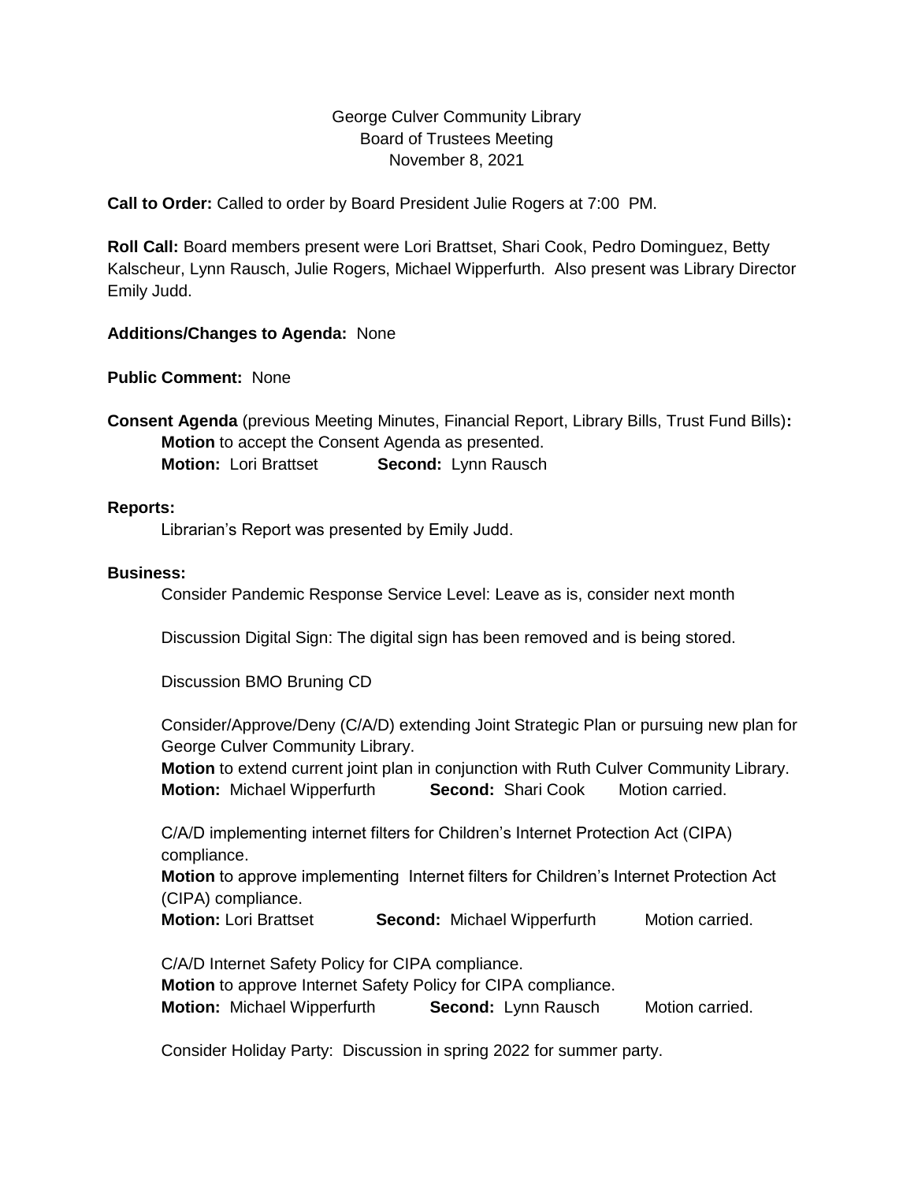George Culver Community Library
Board of Trustees Meeting
November 8, 2021

**Call to Order:** Called to order by Board President Julie Rogers at 7:00 PM.

**Roll Call:** Board members present were Lori Brattset, Shari Cook, Pedro Dominguez, Betty Kalscheur, Lynn Rausch, Julie Rogers, Michael Wipperfurth. Also present was Library Director Emily Judd.

**Additions/Changes to Agenda:** None

**Public Comment:** None

**Consent Agenda** (previous Meeting Minutes, Financial Report, Library Bills, Trust Fund Bills)**:**
**Motion** to accept the Consent Agenda as presented.
**Motion:** Lori Brattset **Second:** Lynn Rausch

**Reports:**
Librarian's Report was presented by Emily Judd.

**Business:**
Consider Pandemic Response Service Level: Leave as is, consider next month

Discussion Digital Sign: The digital sign has been removed and is being stored.

Discussion BMO Bruning CD

Consider/Approve/Deny (C/A/D) extending Joint Strategic Plan or pursuing new plan for George Culver Community Library.
**Motion** to extend current joint plan in conjunction with Ruth Culver Community Library.
**Motion:** Michael Wipperfurth **Second:** Shari Cook Motion carried.

C/A/D implementing internet filters for Children's Internet Protection Act (CIPA) compliance.
**Motion** to approve implementing Internet filters for Children's Internet Protection Act (CIPA) compliance.
**Motion:** Lori Brattset **Second:** Michael Wipperfurth Motion carried.

C/A/D Internet Safety Policy for CIPA compliance.
**Motion** to approve Internet Safety Policy for CIPA compliance.
**Motion:** Michael Wipperfurth **Second:** Lynn Rausch Motion carried.

Consider Holiday Party: Discussion in spring 2022 for summer party.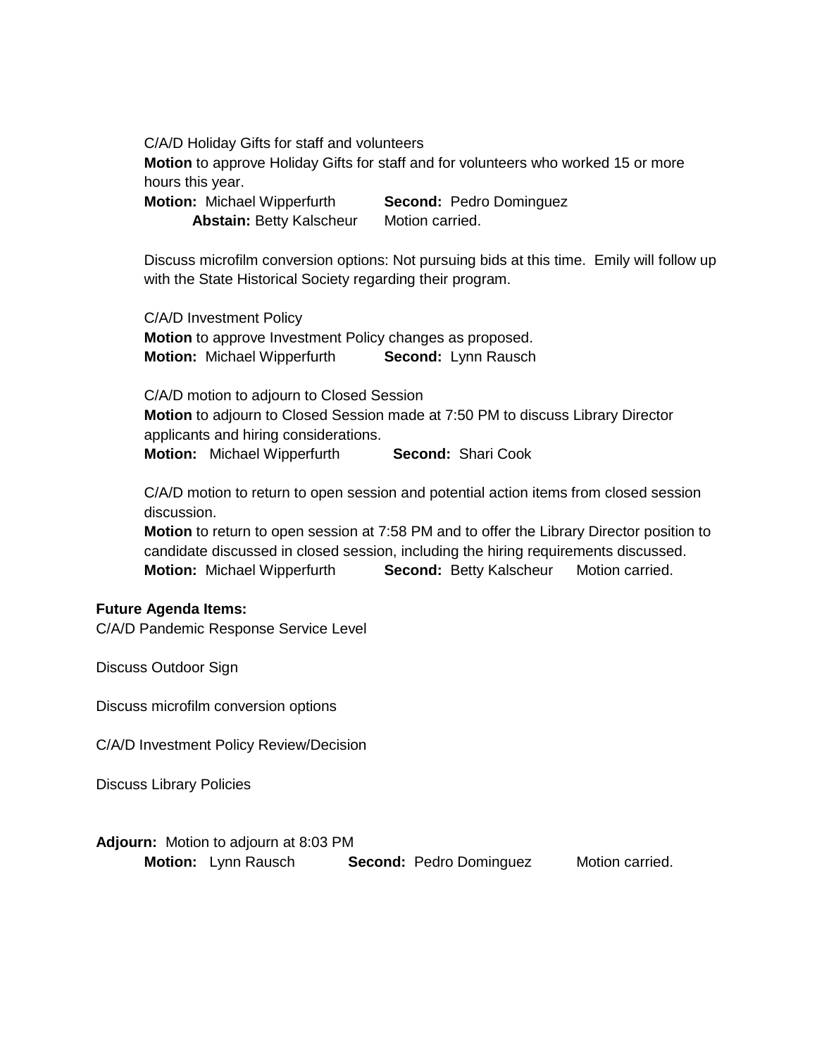C/A/D Holiday Gifts for staff and volunteers

**Motion** to approve Holiday Gifts for staff and for volunteers who worked 15 or more hours this year.

**Motion:** Michael Wipperfurth **Second:** Pedro Dominguez
**Abstain:** Betty Kalscheur Motion carried.

Discuss microfilm conversion options: Not pursuing bids at this time. Emily will follow up with the State Historical Society regarding their program.

C/A/D Investment Policy

**Motion** to approve Investment Policy changes as proposed.

**Motion:** Michael Wipperfurth **Second:** Lynn Rausch

C/A/D motion to adjourn to Closed Session

**Motion** to adjourn to Closed Session made at 7:50 PM to discuss Library Director applicants and hiring considerations.

**Motion:** Michael Wipperfurth **Second:** Shari Cook

C/A/D motion to return to open session and potential action items from closed session discussion.

**Motion** to return to open session at 7:58 PM and to offer the Library Director position to candidate discussed in closed session, including the hiring requirements discussed.

**Motion:** Michael Wipperfurth **Second:** Betty Kalscheur Motion carried.

**Future Agenda Items:**

C/A/D Pandemic Response Service Level

Discuss Outdoor Sign

Discuss microfilm conversion options

C/A/D Investment Policy Review/Decision

Discuss Library Policies

**Adjourn:** Motion to adjourn at 8:03 PM

**Motion:** Lynn Rausch **Second:** Pedro Dominguez Motion carried.